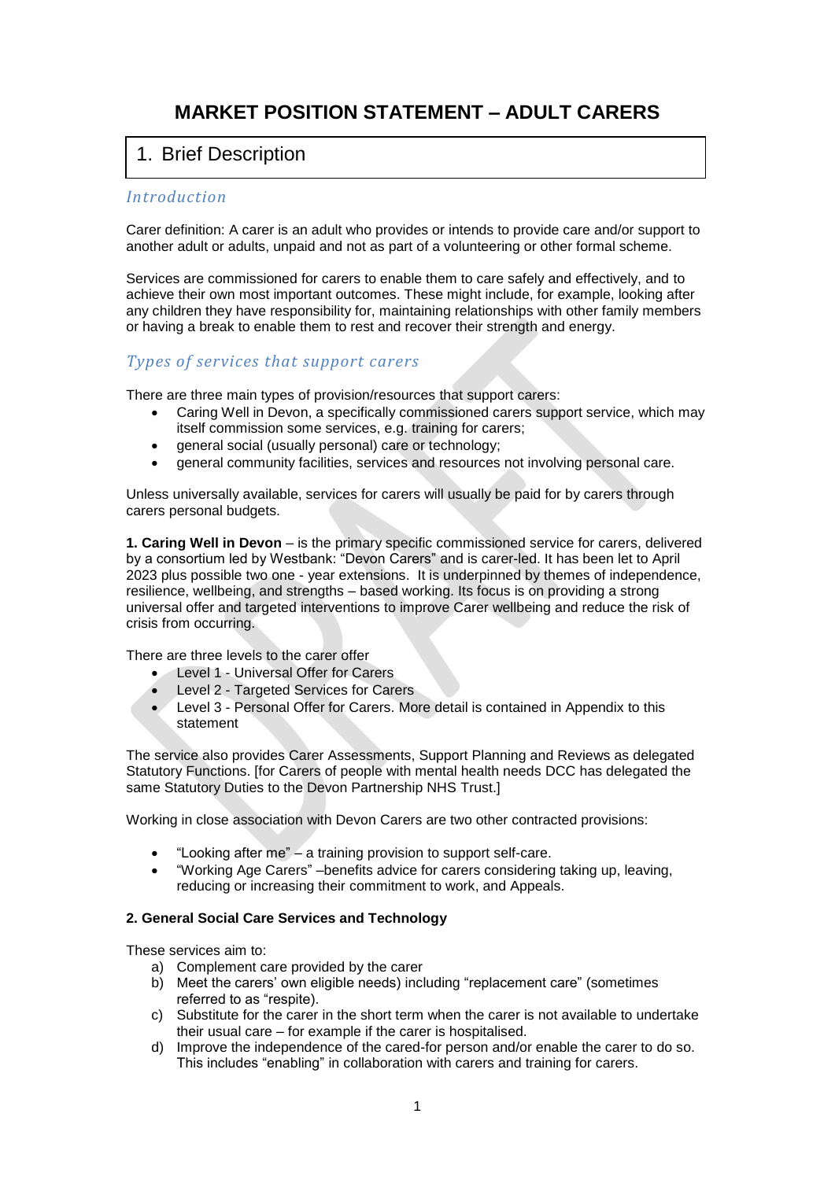# MARKET POSITION STATEMENT – ADULT CARERS

## 1. Brief Description

### *Introduction*

Carer definition: A carer is an adult who provides or intends to provide care and/or support to another adult or adults, unpaid and not as part of a volunteering or other formal scheme.

Services are commissioned for carers to enable them to care safely and effectively, and to achieve their own most important outcomes. These might include, for example, looking after any children they have responsibility for, maintaining relationships with other family members or having a break to enable them to rest and recover their strength and energy.

### *Types of services that support carers*

There are three main types of provision/resources that support carers:

- Caring Well in Devon, a specifically commissioned carers support service, which may itself commission some services, e.g. training for carers;
- general social (usually personal) care or technology;
- general community facilities, services and resources not involving personal care.

Unless universally available, services for carers will usually be paid for by carers through carers personal budgets.

**1. Caring Well in Devon** – is the primary specific commissioned service for carers, delivered by a consortium led by Westbank: "Devon Carers" and is carer-led. It has been let to April 2023 plus possible two one - year extensions. It is underpinned by themes of independence, resilience, wellbeing, and strengths – based working. Its focus is on providing a strong universal offer and targeted interventions to improve Carer wellbeing and reduce the risk of crisis from occurring.

There are three levels to the carer offer

- Level 1 - Universal Offer for Carers
- Level 2 - Targeted Services for Carers
- Level 3 - Personal Offer for Carers. More detail is contained in Appendix to this statement

The service also provides Carer Assessments, Support Planning and Reviews as delegated Statutory Functions. [for Carers of people with mental health needs DCC has delegated the same Statutory Duties to the Devon Partnership NHS Trust.]

Working in close association with Devon Carers are two other contracted provisions:

- "Looking after me" – a training provision to support self-care.
- "Working Age Carers" –benefits advice for carers considering taking up, leaving, reducing or increasing their commitment to work, and Appeals.

**2. General Social Care Services and Technology**

These services aim to:

a) Complement care provided by the carer
b) Meet the carers' own eligible needs) including "replacement care" (sometimes referred to as "respite).
c) Substitute for the carer in the short term when the carer is not available to undertake their usual care – for example if the carer is hospitalised.
d) Improve the independence of the cared-for person and/or enable the carer to do so. This includes "enabling" in collaboration with carers and training for carers.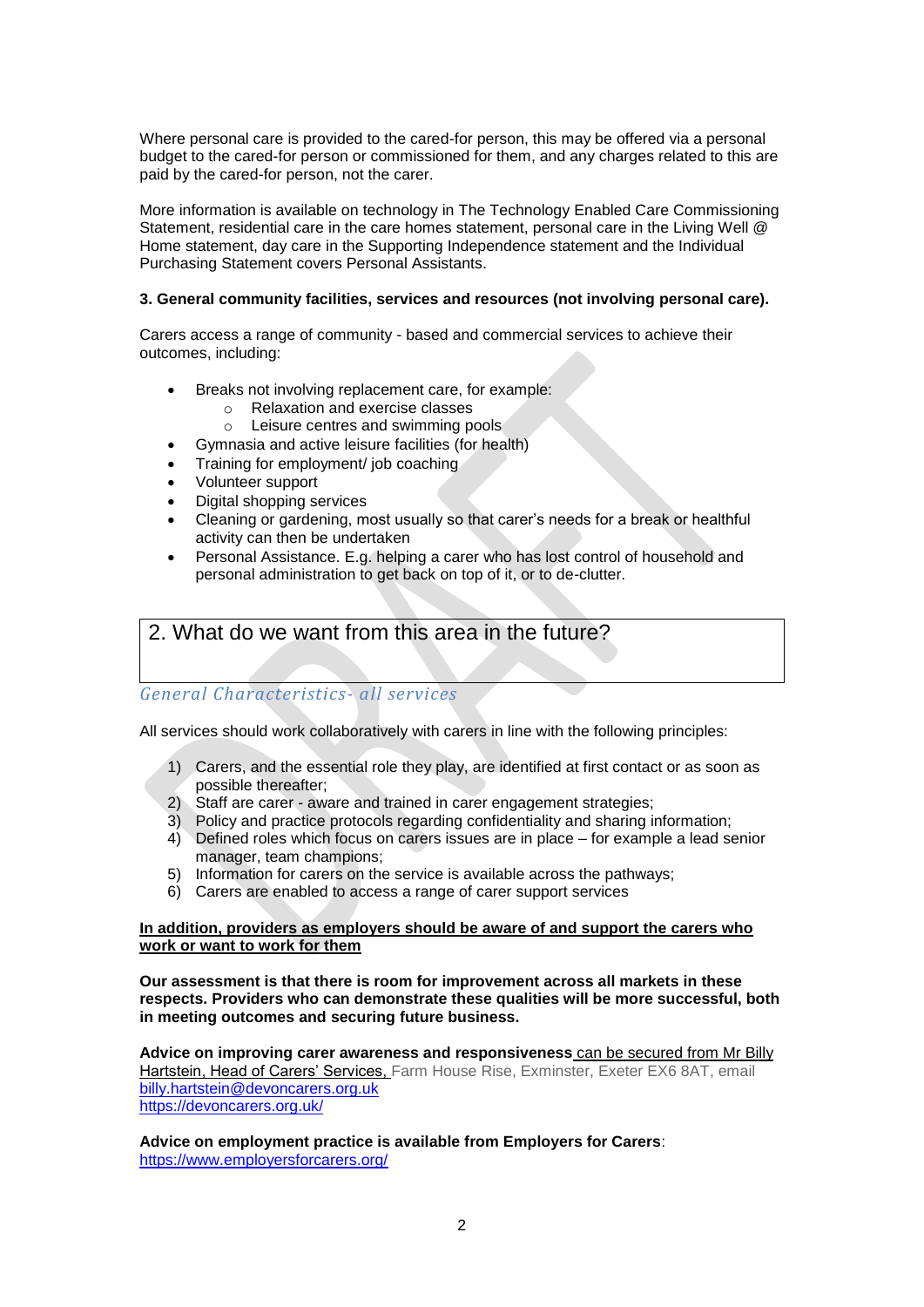Where personal care is provided to the cared-for person, this may be offered via a personal budget to the cared-for person or commissioned for them, and any charges related to this are paid by the cared-for person, not the carer.

More information is available on technology in The Technology Enabled Care Commissioning Statement, residential care in the care homes statement, personal care in the Living Well @ Home statement, day care in the Supporting Independence statement and the Individual Purchasing Statement covers Personal Assistants.

**3. General community facilities, services and resources (not involving personal care).**

Carers access a range of community - based and commercial services to achieve their outcomes, including:

- Breaks not involving replacement care, for example:
    - Relaxation and exercise classes
    - Leisure centres and swimming pools
- Gymnasia and active leisure facilities (for health)
- Training for employment/ job coaching
- Volunteer support
- Digital shopping services
- Cleaning or gardening, most usually so that carer's needs for a break or healthful activity can then be undertaken
- Personal Assistance. E.g. helping a carer who has lost control of household and personal administration to get back on top of it, or to de-clutter.

## 2. What do we want from this area in the future?

### *General Characteristics- all services*

All services should work collaboratively with carers in line with the following principles:

1) Carers, and the essential role they play, are identified at first contact or as soon as possible thereafter;
2) Staff are carer - aware and trained in carer engagement strategies;
3) Policy and practice protocols regarding confidentiality and sharing information;
4) Defined roles which focus on carers issues are in place – for example a lead senior manager, team champions;
5) Information for carers on the service is available across the pathways;
6) Carers are enabled to access a range of carer support services

**In addition, providers as employers should be aware of and support the carers who work or want to work for them**

**Our assessment is that there is room for improvement across all markets in these respects. Providers who can demonstrate these qualities will be more successful, both in meeting outcomes and securing future business.**

**Advice on improving carer awareness and responsiveness** can be secured from Mr Billy Hartstein, Head of Carers' Services, Farm House Rise, Exminster, Exeter EX6 8AT, email billy.hartstein@devoncarers.org.uk
https://devoncarers.org.uk/

**Advice on employment practice is available from Employers for Carers**:
https://www.employersforcarers.org/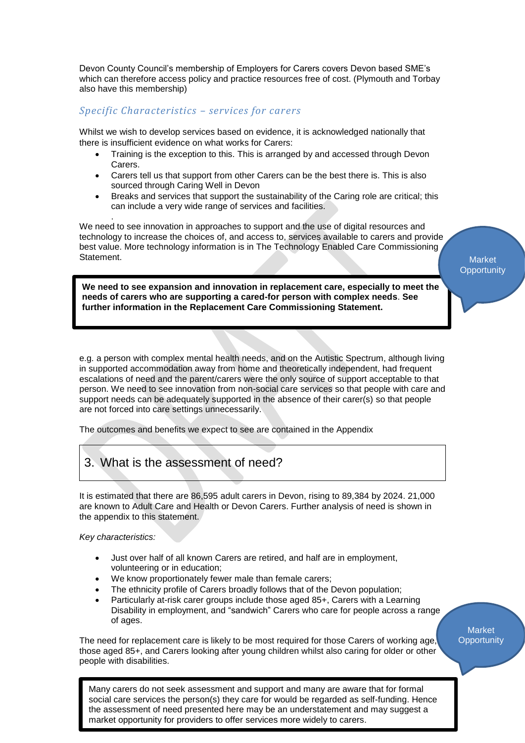Devon County Council's membership of Employers for Carers covers Devon based SME's which can therefore access policy and practice resources free of cost. (Plymouth and Torbay also have this membership)

### *Specific Characteristics – services for carers*

Whilst we wish to develop services based on evidence, it is acknowledged nationally that there is insufficient evidence on what works for Carers:

- Training is the exception to this. This is arranged by and accessed through Devon Carers.
- Carers tell us that support from other Carers can be the best there is. This is also sourced through Caring Well in Devon
- Breaks and services that support the sustainability of the Caring role are critical; this can include a very wide range of services and facilities.

.

We need to see innovation in approaches to support and the use of digital resources and technology to increase the choices of, and access to, services available to carers and provide best value. More technology information is in The Technology Enabled Care Commissioning Statement.

Market Opportunity

> **We need to see expansion and innovation in replacement care, especially to meet the needs of carers who are supporting a cared-for person with complex needs. See further information in the Replacement Care Commissioning Statement.**

e.g. a person with complex mental health needs, and on the Autistic Spectrum, although living in supported accommodation away from home and theoretically independent, had frequent escalations of need and the parent/carers were the only source of support acceptable to that person. We need to see innovation from non-social care services so that people with care and support needs can be adequately supported in the absence of their carer(s) so that people are not forced into care settings unnecessarily.

The outcomes and benefits we expect to see are contained in the Appendix

## 3. What is the assessment of need?

It is estimated that there are 86,595 adult carers in Devon, rising to 89,384 by 2024. 21,000 are known to Adult Care and Health or Devon Carers. Further analysis of need is shown in the appendix to this statement.

*Key characteristics:*

- Just over half of all known Carers are retired, and half are in employment, volunteering or in education;
- We know proportionately fewer male than female carers;
- The ethnicity profile of Carers broadly follows that of the Devon population;
- Particularly at-risk carer groups include those aged 85+, Carers with a Learning Disability in employment, and "sandwich" Carers who care for people across a range of ages.

The need for replacement care is likely to be most required for those Carers of working age, those aged 85+, and Carers looking after young children whilst also caring for older or other people with disabilities.

Market Opportunity

> Many carers do not seek assessment and support and many are aware that for formal social care services the person(s) they care for would be regarded as self-funding. Hence the assessment of need presented here may be an understatement and may suggest a market opportunity for providers to offer services more widely to carers.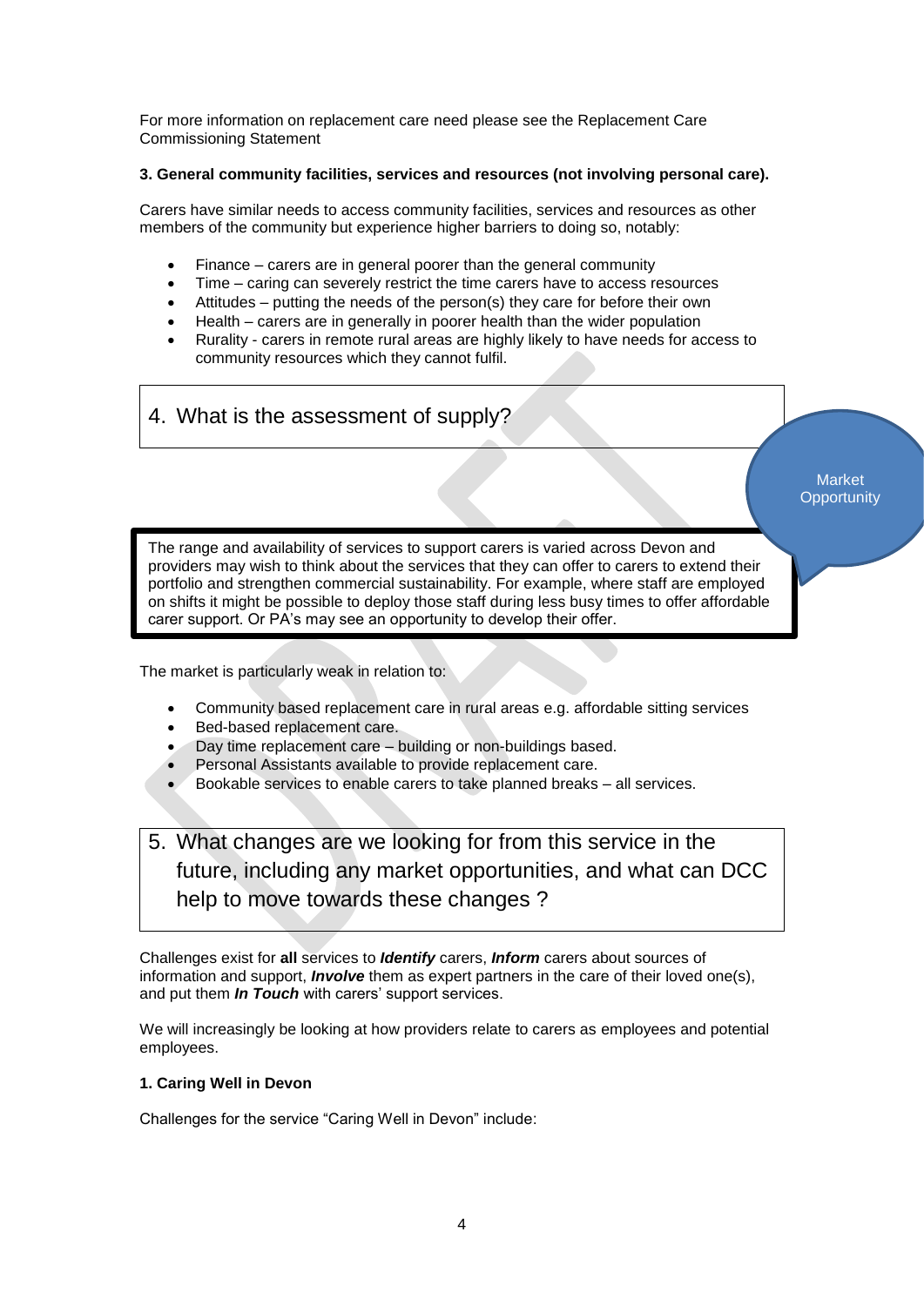For more information on replacement care need please see the Replacement Care Commissioning Statement

**3. General community facilities, services and resources (not involving personal care).**

Carers have similar needs to access community facilities, services and resources as other members of the community but experience higher barriers to doing so, notably:

- Finance – carers are in general poorer than the general community
- Time – caring can severely restrict the time carers have to access resources
- Attitudes – putting the needs of the person(s) they care for before their own
- Health – carers are in generally in poorer health than the wider population
- Rurality - carers in remote rural areas are highly likely to have needs for access to community resources which they cannot fulfil.

## 4. What is the assessment of supply?

Market Opportunity

The range and availability of services to support carers is varied across Devon and providers may wish to think about the services that they can offer to carers to extend their portfolio and strengthen commercial sustainability. For example, where staff are employed on shifts it might be possible to deploy those staff during less busy times to offer affordable carer support. Or PA's may see an opportunity to develop their offer.

The market is particularly weak in relation to:

- Community based replacement care in rural areas e.g. affordable sitting services
- Bed-based replacement care.
- Day time replacement care – building or non-buildings based.
- Personal Assistants available to provide replacement care.
- Bookable services to enable carers to take planned breaks – all services.

## 5. What changes are we looking for from this service in the future, including any market opportunities, and what can DCC help to move towards these changes ?

Challenges exist for **all** services to ***Identify*** carers, ***Inform*** carers about sources of information and support, ***Involve*** them as expert partners in the care of their loved one(s), and put them ***In Touch*** with carers' support services.

We will increasingly be looking at how providers relate to carers as employees and potential employees.

**1. Caring Well in Devon**

Challenges for the service "Caring Well in Devon" include: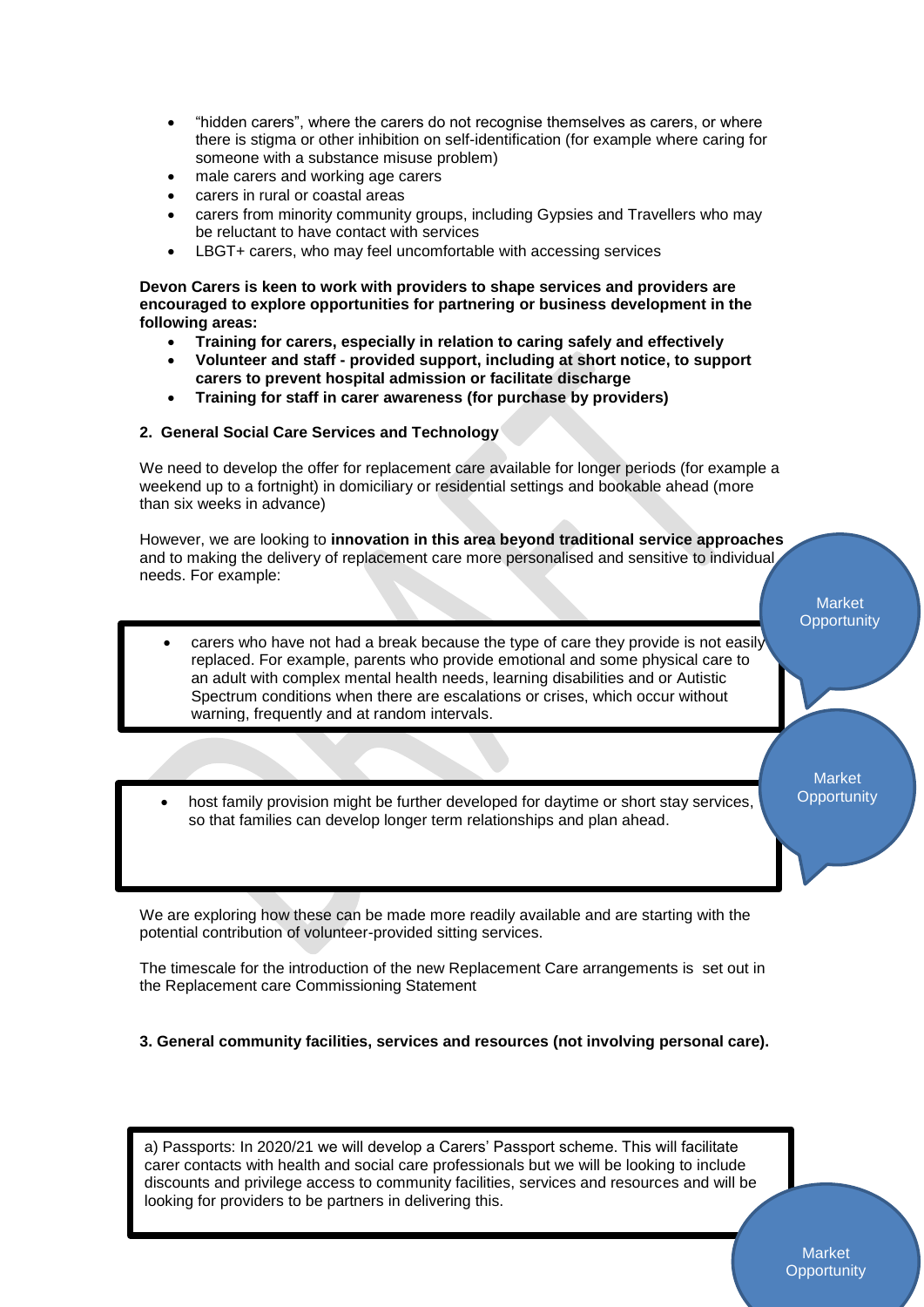- "hidden carers", where the carers do not recognise themselves as carers, or where there is stigma or other inhibition on self-identification (for example where caring for someone with a substance misuse problem)
- male carers and working age carers
- carers in rural or coastal areas
- carers from minority community groups, including Gypsies and Travellers who may be reluctant to have contact with services
- LBGT+ carers, who may feel uncomfortable with accessing services

**Devon Carers is keen to work with providers to shape services and providers are encouraged to explore opportunities for partnering or business development in the following areas:**

- **Training for carers, especially in relation to caring safely and effectively**
- **Volunteer and staff - provided support, including at short notice, to support carers to prevent hospital admission or facilitate discharge**
- **Training for staff in carer awareness (for purchase by providers)**

### 2. General Social Care Services and Technology

We need to develop the offer for replacement care available for longer periods (for example a weekend up to a fortnight) in domiciliary or residential settings and bookable ahead (more than six weeks in advance)

However, we are looking to **innovation in this area beyond traditional service approaches** and to making the delivery of replacement care more personalised and sensitive to individual needs. For example:

- carers who have not had a break because the type of care they provide is not easily replaced. For example, parents who provide emotional and some physical care to an adult with complex mental health needs, learning disabilities and or Autistic Spectrum conditions when there are escalations or crises, which occur without warning, frequently and at random intervals.

Market Opportunity

- host family provision might be further developed for daytime or short stay services, so that families can develop longer term relationships and plan ahead.

Market Opportunity

We are exploring how these can be made more readily available and are starting with the potential contribution of volunteer-provided sitting services.

The timescale for the introduction of the new Replacement Care arrangements is set out in the Replacement care Commissioning Statement

### 3. General community facilities, services and resources (not involving personal care).

a) Passports: In 2020/21 we will develop a Carers' Passport scheme. This will facilitate carer contacts with health and social care professionals but we will be looking to include discounts and privilege access to community facilities, services and resources and will be looking for providers to be partners in delivering this.

Market Opportunity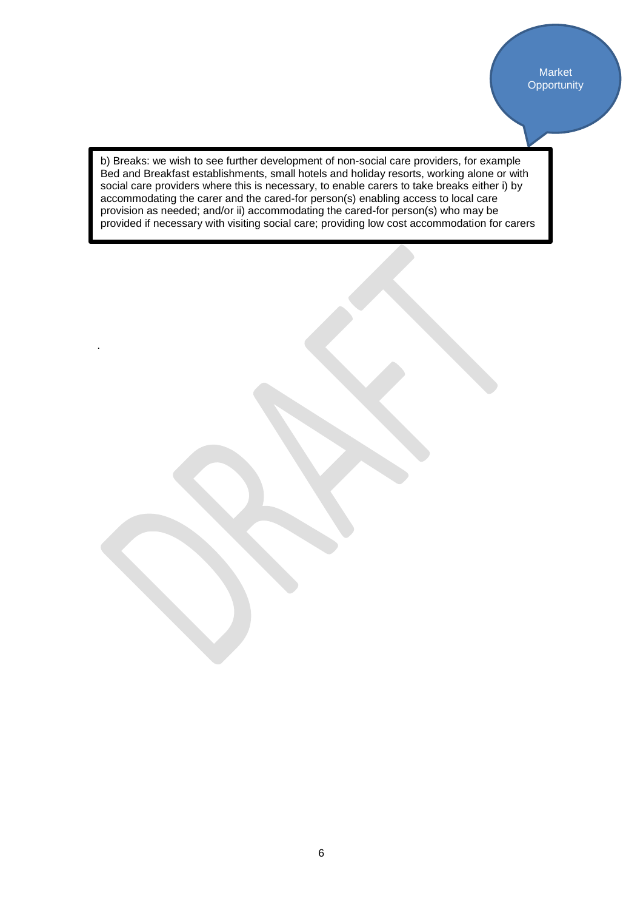Market Opportunity

b) Breaks: we wish to see further development of non-social care providers, for example Bed and Breakfast establishments, small hotels and holiday resorts, working alone or with social care providers where this is necessary, to enable carers to take breaks either i) by accommodating the carer and the cared-for person(s) enabling access to local care provision as needed; and/or ii) accommodating the cared-for person(s) who may be provided if necessary with visiting social care; providing low cost accommodation for carers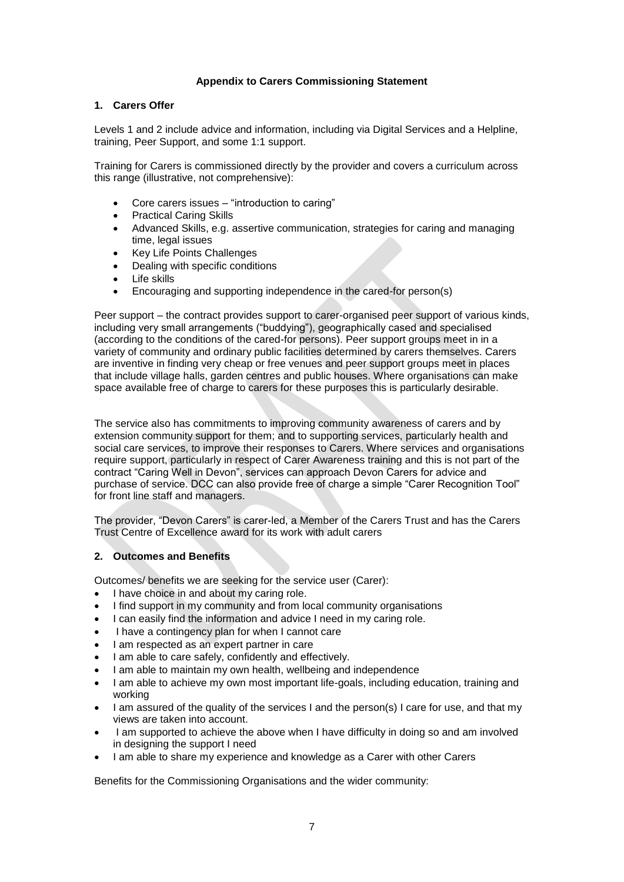**Appendix to Carers Commissioning Statement**

## 1. Carers Offer

Levels 1 and 2 include advice and information, including via Digital Services and a Helpline, training, Peer Support, and some 1:1 support.

Training for Carers is commissioned directly by the provider and covers a curriculum across this range (illustrative, not comprehensive):

- Core carers issues – "introduction to caring"
- Practical Caring Skills
- Advanced Skills, e.g. assertive communication, strategies for caring and managing time, legal issues
- Key Life Points Challenges
- Dealing with specific conditions
- Life skills
- Encouraging and supporting independence in the cared-for person(s)

Peer support – the contract provides support to carer-organised peer support of various kinds, including very small arrangements ("buddying"), geographically cased and specialised (according to the conditions of the cared-for persons). Peer support groups meet in in a variety of community and ordinary public facilities determined by carers themselves. Carers are inventive in finding very cheap or free venues and peer support groups meet in places that include village halls, garden centres and public houses. Where organisations can make space available free of charge to carers for these purposes this is particularly desirable.

The service also has commitments to improving community awareness of carers and by extension community support for them; and to supporting services, particularly health and social care services, to improve their responses to Carers. Where services and organisations require support, particularly in respect of Carer Awareness training and this is not part of the contract "Caring Well in Devon", services can approach Devon Carers for advice and purchase of service. DCC can also provide free of charge a simple "Carer Recognition Tool" for front line staff and managers.

The provider, "Devon Carers" is carer-led, a Member of the Carers Trust and has the Carers Trust Centre of Excellence award for its work with adult carers

## 2. Outcomes and Benefits

Outcomes/ benefits we are seeking for the service user (Carer):

- I have choice in and about my caring role.
- I find support in my community and from local community organisations
- I can easily find the information and advice I need in my caring role.
- I have a contingency plan for when I cannot care
- I am respected as an expert partner in care
- I am able to care safely, confidently and effectively.
- I am able to maintain my own health, wellbeing and independence
- I am able to achieve my own most important life-goals, including education, training and working
- I am assured of the quality of the services I and the person(s) I care for use, and that my views are taken into account.
- I am supported to achieve the above when I have difficulty in doing so and am involved in designing the support I need
- I am able to share my experience and knowledge as a Carer with other Carers

Benefits for the Commissioning Organisations and the wider community: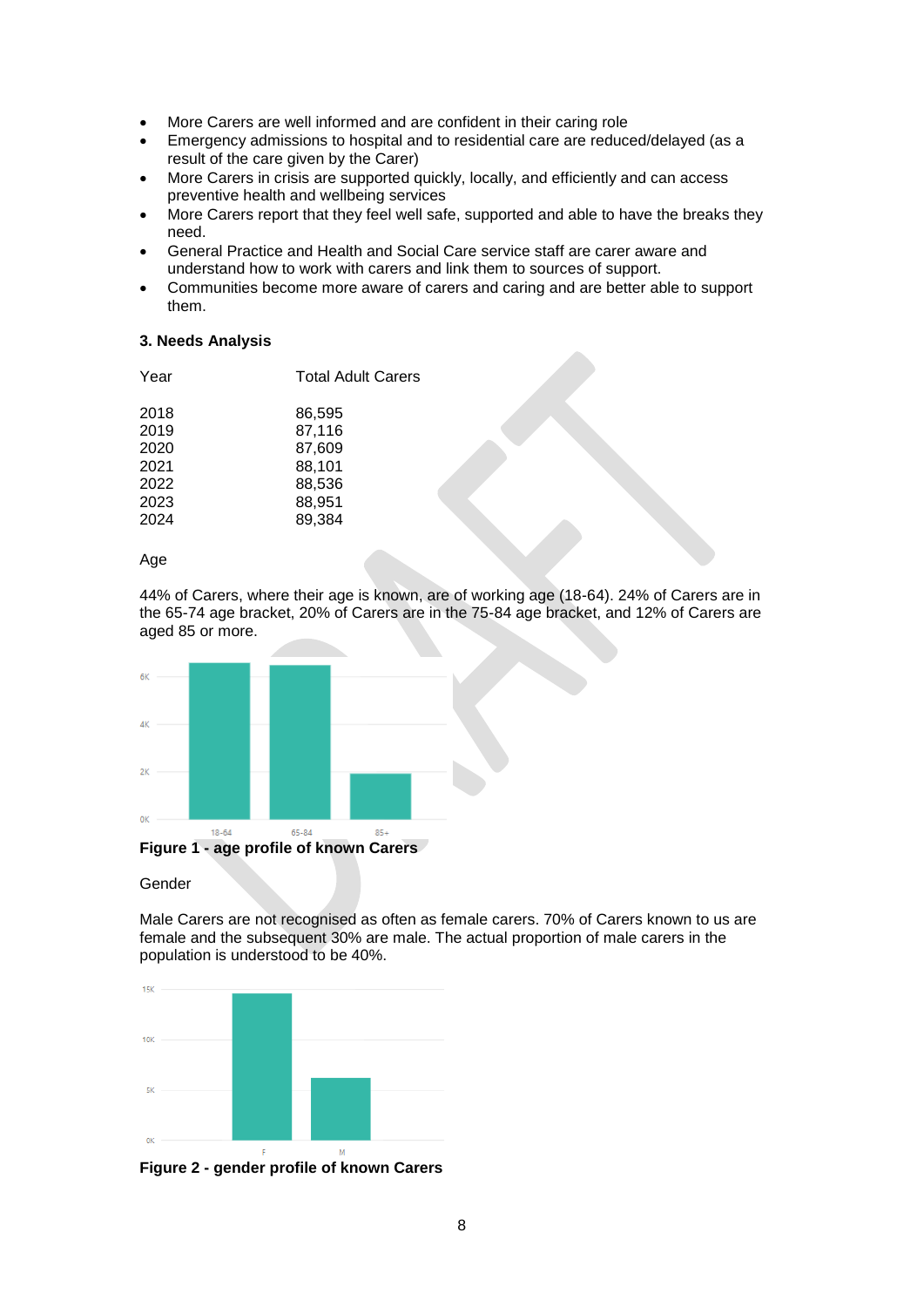- More Carers are well informed and are confident in their caring role
- Emergency admissions to hospital and to residential care are reduced/delayed (as a result of the care given by the Carer)
- More Carers in crisis are supported quickly, locally, and efficiently and can access preventive health and wellbeing services
- More Carers report that they feel well safe, supported and able to have the breaks they need.
- General Practice and Health and Social Care service staff are carer aware and understand how to work with carers and link them to sources of support.
- Communities become more aware of carers and caring and are better able to support them.

### 3. Needs Analysis

| Year | Total Adult Carers |
|---|---|
| 2018 | 86,595 |
| 2019 | 87,116 |
| 2020 | 87,609 |
| 2021 | 88,101 |
| 2022 | 88,536 |
| 2023 | 88,951 |
| 2024 | 89,384 |

Age

44% of Carers, where their age is known, are of working age (18-64). 24% of Carers are in the 65-74 age bracket, 20% of Carers are in the 75-84 age bracket, and 12% of Carers are aged 85 or more.

**Figure 1 - age profile of known Carers**

Gender

Male Carers are not recognised as often as female carers. 70% of Carers known to us are female and the subsequent 30% are male. The actual proportion of male carers in the population is understood to be 40%.

**Figure 2 - gender profile of known Carers**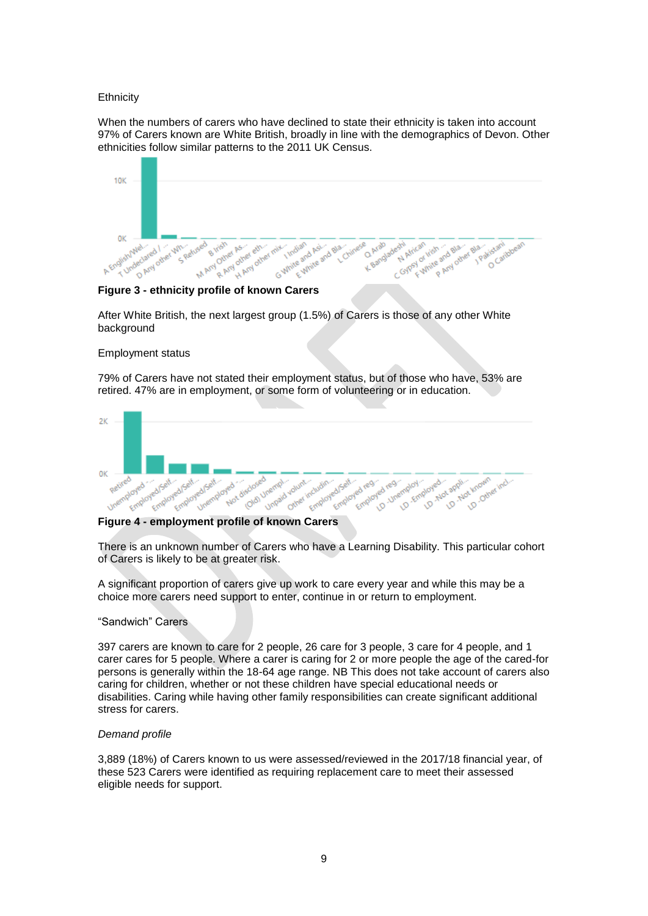Ethnicity

When the numbers of carers who have declined to state their ethnicity is taken into account 97% of Carers known are White British, broadly in line with the demographics of Devon. Other ethnicities follow similar patterns to the 2011 UK Census.

**Figure 3 - ethnicity profile of known Carers**

After White British, the next largest group (1.5%) of Carers is those of any other White background

Employment status

79% of Carers have not stated their employment status, but of those who have, 53% are retired. 47% are in employment, or some form of volunteering or in education.

**Figure 4 - employment profile of known Carers**

There is an unknown number of Carers who have a Learning Disability. This particular cohort of Carers is likely to be at greater risk.

A significant proportion of carers give up work to care every year and while this may be a choice more carers need support to enter, continue in or return to employment.

“Sandwich” Carers

397 carers are known to care for 2 people, 26 care for 3 people, 3 care for 4 people, and 1 carer cares for 5 people. Where a carer is caring for 2 or more people the age of the cared-for persons is generally within the 18-64 age range. NB This does not take account of carers also caring for children, whether or not these children have special educational needs or disabilities. Caring while having other family responsibilities can create significant additional stress for carers.

*Demand profile*

3,889 (18%) of Carers known to us were assessed/reviewed in the 2017/18 financial year, of these 523 Carers were identified as requiring replacement care to meet their assessed eligible needs for support.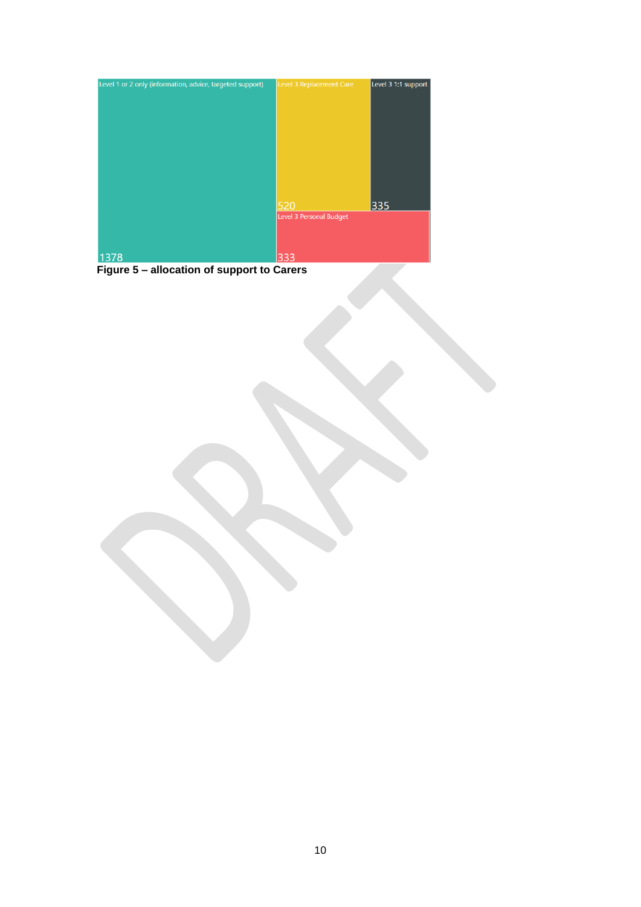Level 1 or 2 only (information, advice, targeted support)

1378

Level 3 Replacement Care

520

Level 3 1:1 support

335

Level 3 Personal Budget

333

**Figure 5 – allocation of support to Carers**